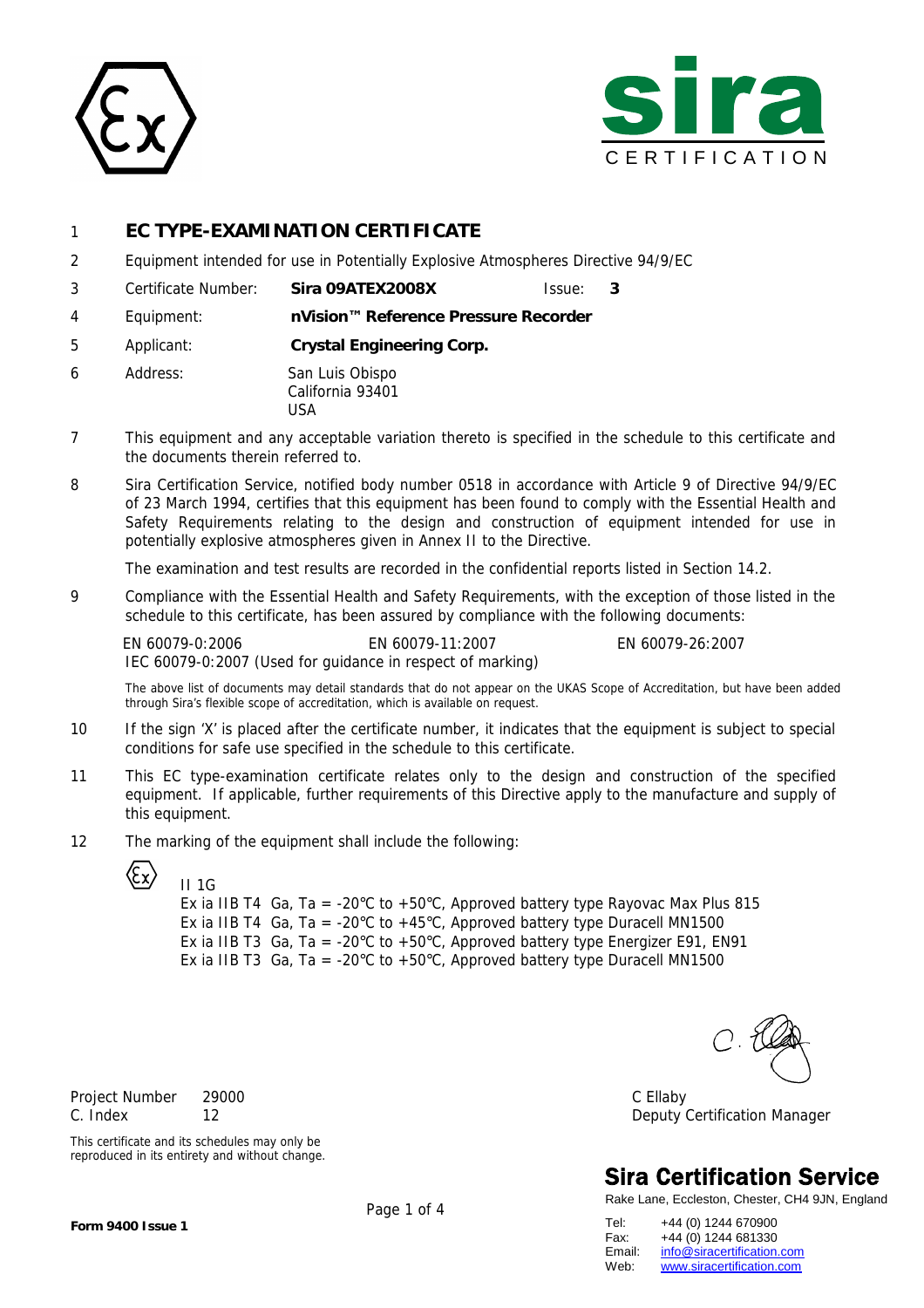# 1 EC TYPE-EXAMINATION CERTIFICATE

2 Equipment intended for use in Potentially Explosive Atmospheres Directive 94/9/EC

3 Certificate Number: **Sira 09ATEX2008X** Issue: **3**

4 Equipment: **nVision™ Reference Pressure Recorder**

5 Applicant: **Crystal Engineering Corp.**

6 Address: San Luis Obispo
California 93401
USA

7 This equipment and any acceptable variation thereto is specified in the schedule to this certificate and the documents therein referred to.

8 Sira Certification Service, notified body number 0518 in accordance with Article 9 of Directive 94/9/EC of 23 March 1994, certifies that this equipment has been found to comply with the Essential Health and Safety Requirements relating to the design and construction of equipment intended for use in potentially explosive atmospheres given in Annex II to the Directive.

The examination and test results are recorded in the confidential reports listed in Section 14.2.

9 Compliance with the Essential Health and Safety Requirements, with the exception of those listed in the schedule to this certificate, has been assured by compliance with the following documents:

EN 60079-0:2006 EN 60079-11:2007 EN 60079-26:2007
IEC 60079-0:2007 (Used for guidance in respect of marking)

The above list of documents may detail standards that do not appear on the UKAS Scope of Accreditation, but have been added through Sira's flexible scope of accreditation, which is available on request.

10 If the sign 'X' is placed after the certificate number, it indicates that the equipment is subject to special conditions for safe use specified in the schedule to this certificate.

11 This EC type-examination certificate relates only to the design and construction of the specified equipment. If applicable, further requirements of this Directive apply to the manufacture and supply of this equipment.

12 The marking of the equipment shall include the following:

II 1G
Ex ia IIB T4 Ga, Ta = -20°C to +50°C, Approved battery type Rayovac Max Plus 815
Ex ia IIB T4 Ga, Ta = -20°C to +45°C, Approved battery type Duracell MN1500
Ex ia IIB T3 Ga, Ta = -20°C to +50°C, Approved battery type Energizer E91, EN91
Ex ia IIB T3 Ga, Ta = -20°C to +50°C, Approved battery type Duracell MN1500

Project Number 29000
C. Index 12

C Ellaby
Deputy Certification Manager

This certificate and its schedules may only be reproduced in its entirety and without change.

**Sira Certification Service**
Rake Lane, Eccleston, Chester, CH4 9JN, England

Tel: +44 (0) 1244 670900
Fax: +44 (0) 1244 681330
Email: info@siracertification.com
Web: www.siracertification.com

**Form 9400 Issue 1**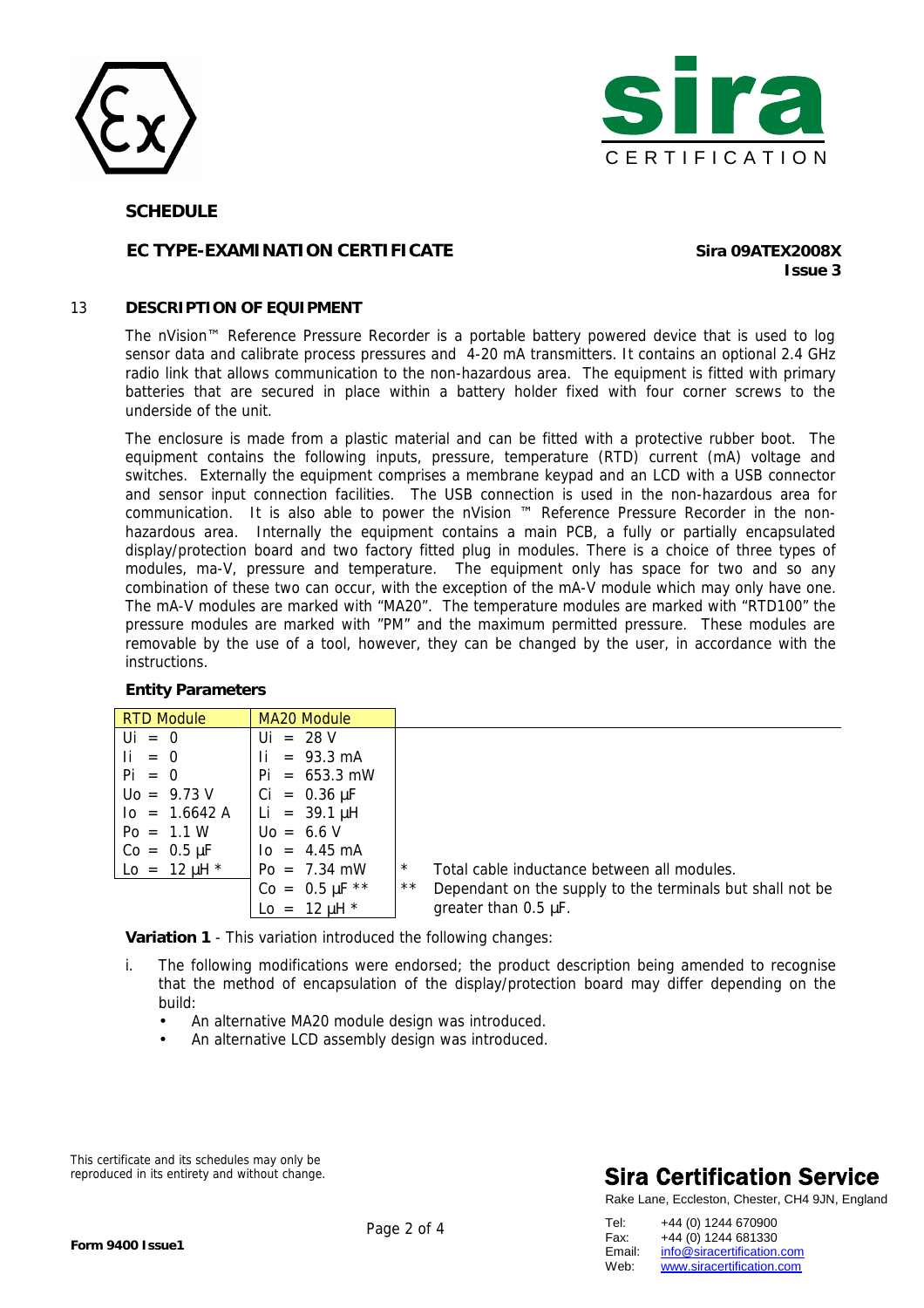**SCHEDULE**

**EC TYPE-EXAMINATION CERTIFICATE** **Sira 09ATEX2008X**
**Issue 3**

## 13 DESCRIPTION OF EQUIPMENT

The nVision™ Reference Pressure Recorder is a portable battery powered device that is used to log sensor data and calibrate process pressures and 4-20 mA transmitters. It contains an optional 2.4 GHz radio link that allows communication to the non-hazardous area. The equipment is fitted with primary batteries that are secured in place within a battery holder fixed with four corner screws to the underside of the unit.

The enclosure is made from a plastic material and can be fitted with a protective rubber boot. The equipment contains the following inputs, pressure, temperature (RTD) current (mA) voltage and switches. Externally the equipment comprises a membrane keypad and an LCD with a USB connector and sensor input connection facilities. The USB connection is used in the non-hazardous area for communication. It is also able to power the nVision ™ Reference Pressure Recorder in the non-hazardous area. Internally the equipment contains a main PCB, a fully or partially encapsulated display/protection board and two factory fitted plug in modules. There is a choice of three types of modules, ma-V, pressure and temperature. The equipment only has space for two and so any combination of these two can occur, with the exception of the mA-V module which may only have one. The mA-V modules are marked with "MA20". The temperature modules are marked with "RTD100" the pressure modules are marked with "PM" and the maximum permitted pressure. These modules are removable by the use of a tool, however, they can be changed by the user, in accordance with the instructions.

**Entity Parameters**

| RTD Module | MA20 Module |
|---|---|
| Ui = 0 | Ui = 28 V |
| Ii = 0 | Ii = 93.3 mA |
| Pi = 0 | Pi = 653.3 mW |
| Uo = 9.73 V | Ci = 0.36 µF |
| Io = 1.6642 A | Li = 39.1 µH |
| Po = 1.1 W | Uo = 6.6 V |
| Co = 0.5 µF | Io = 4.45 mA |
| Lo = 12 µH * | Po = 7.34 mW |
| | Co = 0.5 µF ** |
| | Lo = 12 µH * |

\* Total cable inductance between all modules.

** Dependant on the supply to the terminals but shall not be greater than 0.5 µF.

**Variation 1** - This variation introduced the following changes:

i. The following modifications were endorsed; the product description being amended to recognise that the method of encapsulation of the display/protection board may differ depending on the build:
   - An alternative MA20 module design was introduced.
   - An alternative LCD assembly design was introduced.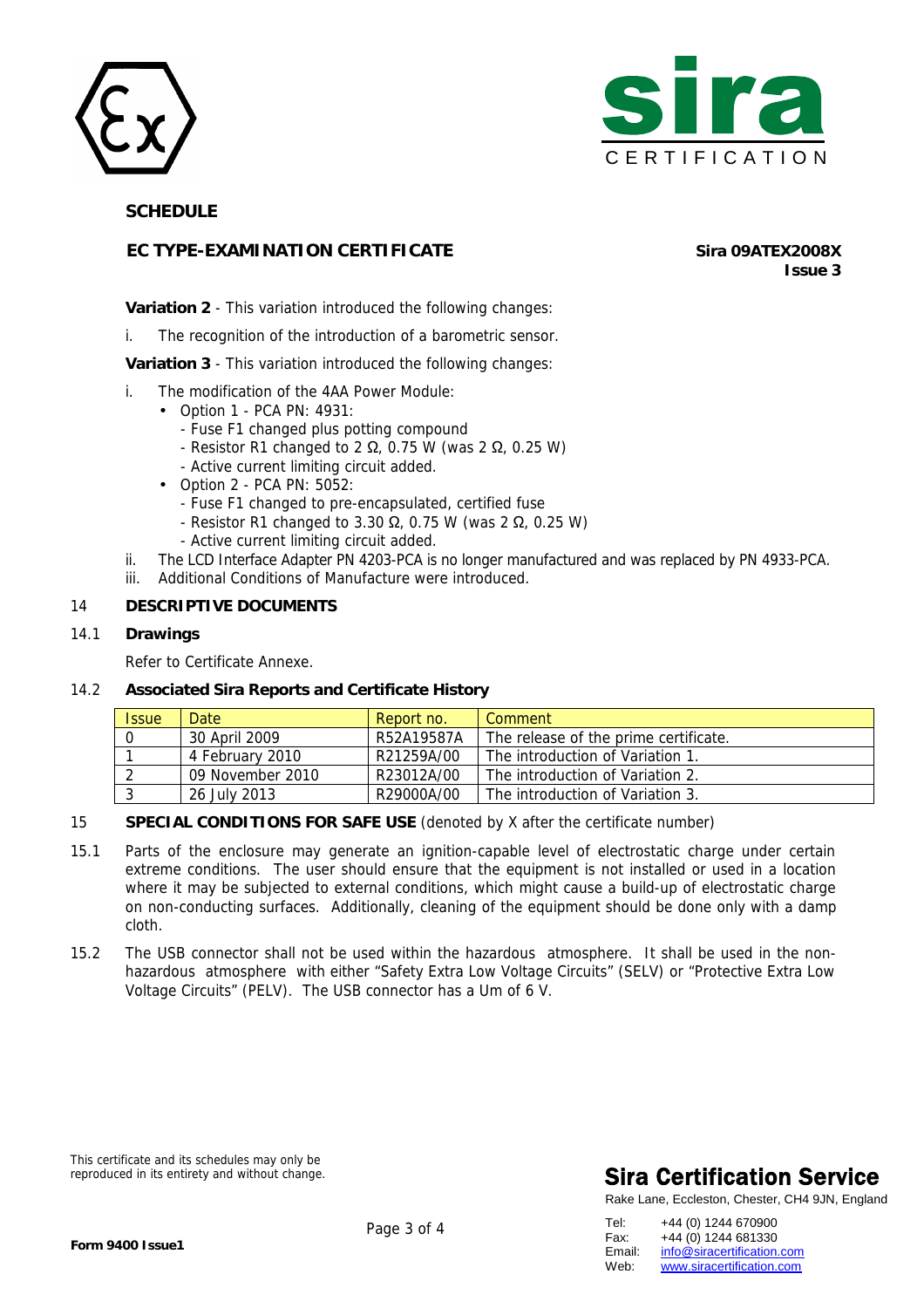**SCHEDULE**

**EC TYPE-EXAMINATION CERTIFICATE** **Sira 09ATEX2008X**
**Issue 3**

**Variation 2** - This variation introduced the following changes:

i. The recognition of the introduction of a barometric sensor.

**Variation 3** - This variation introduced the following changes:

i. The modification of the 4AA Power Module:
   - Option 1 - PCA PN: 4931:
     - Fuse F1 changed plus potting compound
     - Resistor R1 changed to 2 Ω, 0.75 W (was 2 Ω, 0.25 W)
     - Active current limiting circuit added.
   - Option 2 - PCA PN: 5052:
     - Fuse F1 changed to pre-encapsulated, certified fuse
     - Resistor R1 changed to 3.30 Ω, 0.75 W (was 2 Ω, 0.25 W)
     - Active current limiting circuit added.

ii. The LCD Interface Adapter PN 4203-PCA is no longer manufactured and was replaced by PN 4933-PCA.

iii. Additional Conditions of Manufacture were introduced.

## 14 DESCRIPTIVE DOCUMENTS

### 14.1 Drawings

Refer to Certificate Annexe.

### 14.2 Associated Sira Reports and Certificate History

| Issue | Date | Report no. | Comment |
|---|---|---|---|
| 0 | 30 April 2009 | R52A19587A | The release of the prime certificate. |
| 1 | 4 February 2010 | R21259A/00 | The introduction of Variation 1. |
| 2 | 09 November 2010 | R23012A/00 | The introduction of Variation 2. |
| 3 | 26 July 2013 | R29000A/00 | The introduction of Variation 3. |

## 15 SPECIAL CONDITIONS FOR SAFE USE (denoted by X after the certificate number)

15.1 Parts of the enclosure may generate an ignition-capable level of electrostatic charge under certain extreme conditions. The user should ensure that the equipment is not installed or used in a location where it may be subjected to external conditions, which might cause a build-up of electrostatic charge on non-conducting surfaces. Additionally, cleaning of the equipment should be done only with a damp cloth.

15.2 The USB connector shall not be used within the hazardous atmosphere. It shall be used in the non-hazardous atmosphere with either "Safety Extra Low Voltage Circuits" (SELV) or "Protective Extra Low Voltage Circuits" (PELV). The USB connector has a Um of 6 V.

This certificate and its schedules may only be reproduced in its entirety and without change.

**Sira Certification Service**
Rake Lane, Eccleston, Chester, CH4 9JN, England

Tel: +44 (0) 1244 670900
Fax: +44 (0) 1244 681330
Email: info@siracertification.com
Web: www.siracertification.com

**Form 9400 Issue1**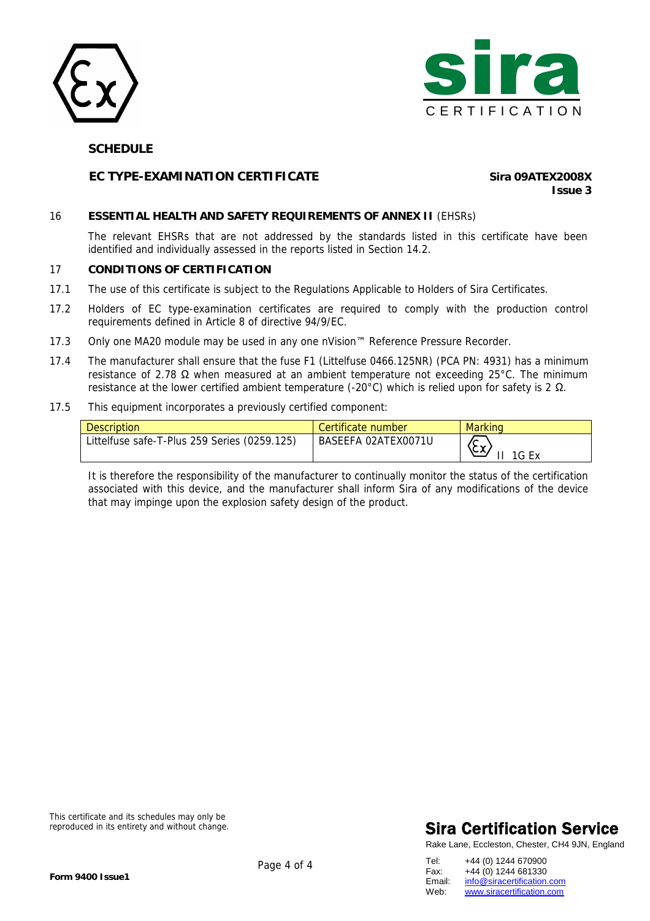**SCHEDULE**

**EC TYPE-EXAMINATION CERTIFICATE** **Sira 09ATEX2008X**
**Issue 3**

16 **ESSENTIAL HEALTH AND SAFETY REQUIREMENTS OF ANNEX II** (EHSRs)

The relevant EHSRs that are not addressed by the standards listed in this certificate have been identified and individually assessed in the reports listed in Section 14.2.

17 **CONDITIONS OF CERTIFICATION**

17.1 The use of this certificate is subject to the Regulations Applicable to Holders of Sira Certificates.

17.2 Holders of EC type-examination certificates are required to comply with the production control requirements defined in Article 8 of directive 94/9/EC.

17.3 Only one MA20 module may be used in any one nVision™ Reference Pressure Recorder.

17.4 The manufacturer shall ensure that the fuse F1 (Littelfuse 0466.125NR) (PCA PN: 4931) has a minimum resistance of 2.78 Ω when measured at an ambient temperature not exceeding 25°C. The minimum resistance at the lower certified ambient temperature (-20°C) which is relied upon for safety is 2 Ω.

17.5 This equipment incorporates a previously certified component:

| Description | Certificate number | Marking |
|---|---|---|
| Littelfuse safe-T-Plus 259 Series (0259.125) | BASEEFA 02ATEX0071U | Ex II 1G Ex |

It is therefore the responsibility of the manufacturer to continually monitor the status of the certification associated with this device, and the manufacturer shall inform Sira of any modifications of the device that may impinge upon the explosion safety design of the product.

This certificate and its schedules may only be reproduced in its entirety and without change.

**Sira Certification Service**

Rake Lane, Eccleston, Chester, CH4 9JN, England

Tel: +44 (0) 1244 670900
Fax: +44 (0) 1244 681330
Email: info@siracertification.com
Web: www.siracertification.com

**Form 9400 Issue1**